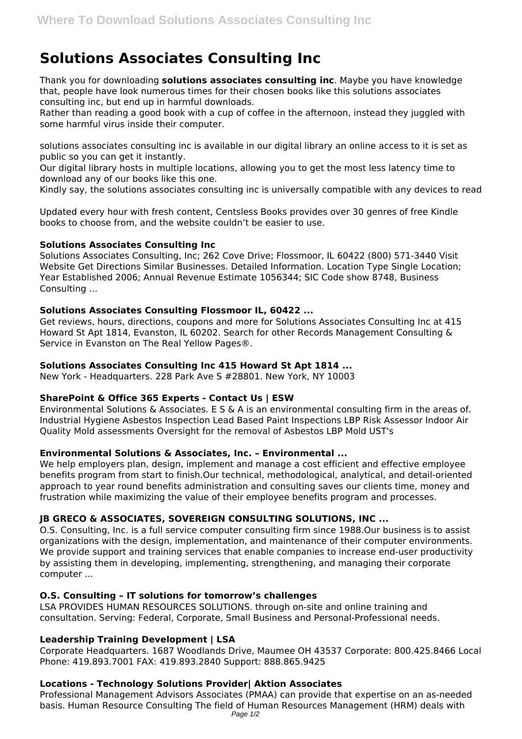# Solutions Associates Consulting Inc

Thank you for downloading **solutions associates consulting inc**. Maybe you have knowledge that, people have look numerous times for their chosen books like this solutions associates consulting inc, but end up in harmful downloads.
Rather than reading a good book with a cup of coffee in the afternoon, instead they juggled with some harmful virus inside their computer.

solutions associates consulting inc is available in our digital library an online access to it is set as public so you can get it instantly.
Our digital library hosts in multiple locations, allowing you to get the most less latency time to download any of our books like this one.
Kindly say, the solutions associates consulting inc is universally compatible with any devices to read

Updated every hour with fresh content, Centsless Books provides over 30 genres of free Kindle books to choose from, and the website couldn't be easier to use.

### Solutions Associates Consulting Inc

Solutions Associates Consulting, Inc; 262 Cove Drive; Flossmoor, IL 60422 (800) 571-3440 Visit Website Get Directions Similar Businesses. Detailed Information. Location Type Single Location; Year Established 2006; Annual Revenue Estimate 1056344; SIC Code show 8748, Business Consulting ...

### Solutions Associates Consulting Flossmoor IL, 60422 ...

Get reviews, hours, directions, coupons and more for Solutions Associates Consulting Inc at 415 Howard St Apt 1814, Evanston, IL 60202. Search for other Records Management Consulting & Service in Evanston on The Real Yellow Pages®.

### Solutions Associates Consulting Inc 415 Howard St Apt 1814 ...

New York - Headquarters. 228 Park Ave S #28801. New York, NY 10003

### SharePoint & Office 365 Experts - Contact Us | ESW

Environmental Solutions & Associates. E S & A is an environmental consulting firm in the areas of. Industrial Hygiene Asbestos Inspection Lead Based Paint Inspections LBP Risk Assessor Indoor Air Quality Mold assessments Oversight for the removal of Asbestos LBP Mold UST's

### Environmental Solutions & Associates, Inc. – Environmental ...

We help employers plan, design, implement and manage a cost efficient and effective employee benefits program from start to finish.Our technical, methodological, analytical, and detail-oriented approach to year round benefits administration and consulting saves our clients time, money and frustration while maximizing the value of their employee benefits program and processes.

### JB GRECO & ASSOCIATES, SOVEREIGN CONSULTING SOLUTIONS, INC ...

O.S. Consulting, Inc. is a full service computer consulting firm since 1988.Our business is to assist organizations with the design, implementation, and maintenance of their computer environments. We provide support and training services that enable companies to increase end-user productivity by assisting them in developing, implementing, strengthening, and managing their corporate computer ...

### O.S. Consulting – IT solutions for tomorrow's challenges

LSA PROVIDES HUMAN RESOURCES SOLUTIONS. through on-site and online training and consultation. Serving: Federal, Corporate, Small Business and Personal-Professional needs.

### Leadership Training Development | LSA

Corporate Headquarters. 1687 Woodlands Drive, Maumee OH 43537 Corporate: 800.425.8466 Local Phone: 419.893.7001 FAX: 419.893.2840 Support: 888.865.9425

### Locations - Technology Solutions Provider| Aktion Associates

Professional Management Advisors Associates (PMAA) can provide that expertise on an as-needed basis. Human Resource Consulting The field of Human Resources Management (HRM) deals with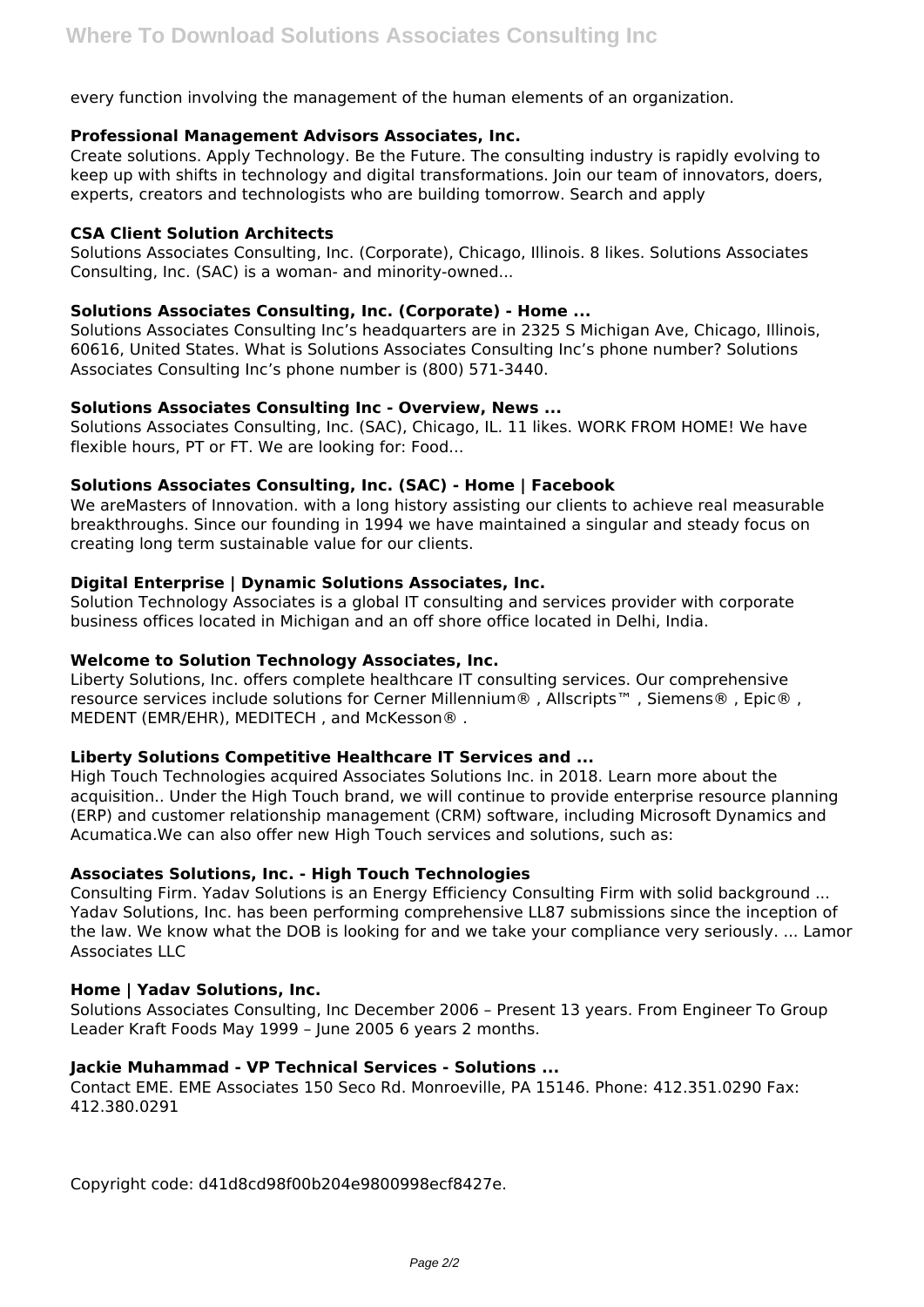every function involving the management of the human elements of an organization.

### Professional Management Advisors Associates, Inc.

Create solutions. Apply Technology. Be the Future. The consulting industry is rapidly evolving to keep up with shifts in technology and digital transformations. Join our team of innovators, doers, experts, creators and technologists who are building tomorrow. Search and apply

### CSA Client Solution Architects

Solutions Associates Consulting, Inc. (Corporate), Chicago, Illinois. 8 likes. Solutions Associates Consulting, Inc. (SAC) is a woman- and minority-owned...

### Solutions Associates Consulting, Inc. (Corporate) - Home ...

Solutions Associates Consulting Inc's headquarters are in 2325 S Michigan Ave, Chicago, Illinois, 60616, United States. What is Solutions Associates Consulting Inc's phone number? Solutions Associates Consulting Inc's phone number is (800) 571-3440.

### Solutions Associates Consulting Inc - Overview, News ...

Solutions Associates Consulting, Inc. (SAC), Chicago, IL. 11 likes. WORK FROM HOME! We have flexible hours, PT or FT. We are looking for: Food...

### Solutions Associates Consulting, Inc. (SAC) - Home | Facebook

We areMasters of Innovation. with a long history assisting our clients to achieve real measurable breakthroughs. Since our founding in 1994 we have maintained a singular and steady focus on creating long term sustainable value for our clients.

### Digital Enterprise | Dynamic Solutions Associates, Inc.

Solution Technology Associates is a global IT consulting and services provider with corporate business offices located in Michigan and an off shore office located in Delhi, India.

### Welcome to Solution Technology Associates, Inc.

Liberty Solutions, Inc. offers complete healthcare IT consulting services. Our comprehensive resource services include solutions for Cerner Millennium® , Allscripts™ , Siemens® , Epic® , MEDENT (EMR/EHR), MEDITECH , and McKesson® .

### Liberty Solutions Competitive Healthcare IT Services and ...

High Touch Technologies acquired Associates Solutions Inc. in 2018. Learn more about the acquisition.. Under the High Touch brand, we will continue to provide enterprise resource planning (ERP) and customer relationship management (CRM) software, including Microsoft Dynamics and Acumatica.We can also offer new High Touch services and solutions, such as:

### Associates Solutions, Inc. - High Touch Technologies

Consulting Firm. Yadav Solutions is an Energy Efficiency Consulting Firm with solid background ... Yadav Solutions, Inc. has been performing comprehensive LL87 submissions since the inception of the law. We know what the DOB is looking for and we take your compliance very seriously. ... Lamor Associates LLC

### Home | Yadav Solutions, Inc.

Solutions Associates Consulting, Inc December 2006 – Present 13 years. From Engineer To Group Leader Kraft Foods May 1999 – June 2005 6 years 2 months.

### Jackie Muhammad - VP Technical Services - Solutions ...

Contact EME. EME Associates 150 Seco Rd. Monroeville, PA 15146. Phone: 412.351.0290 Fax: 412.380.0291

Copyright code: d41d8cd98f00b204e9800998ecf8427e.